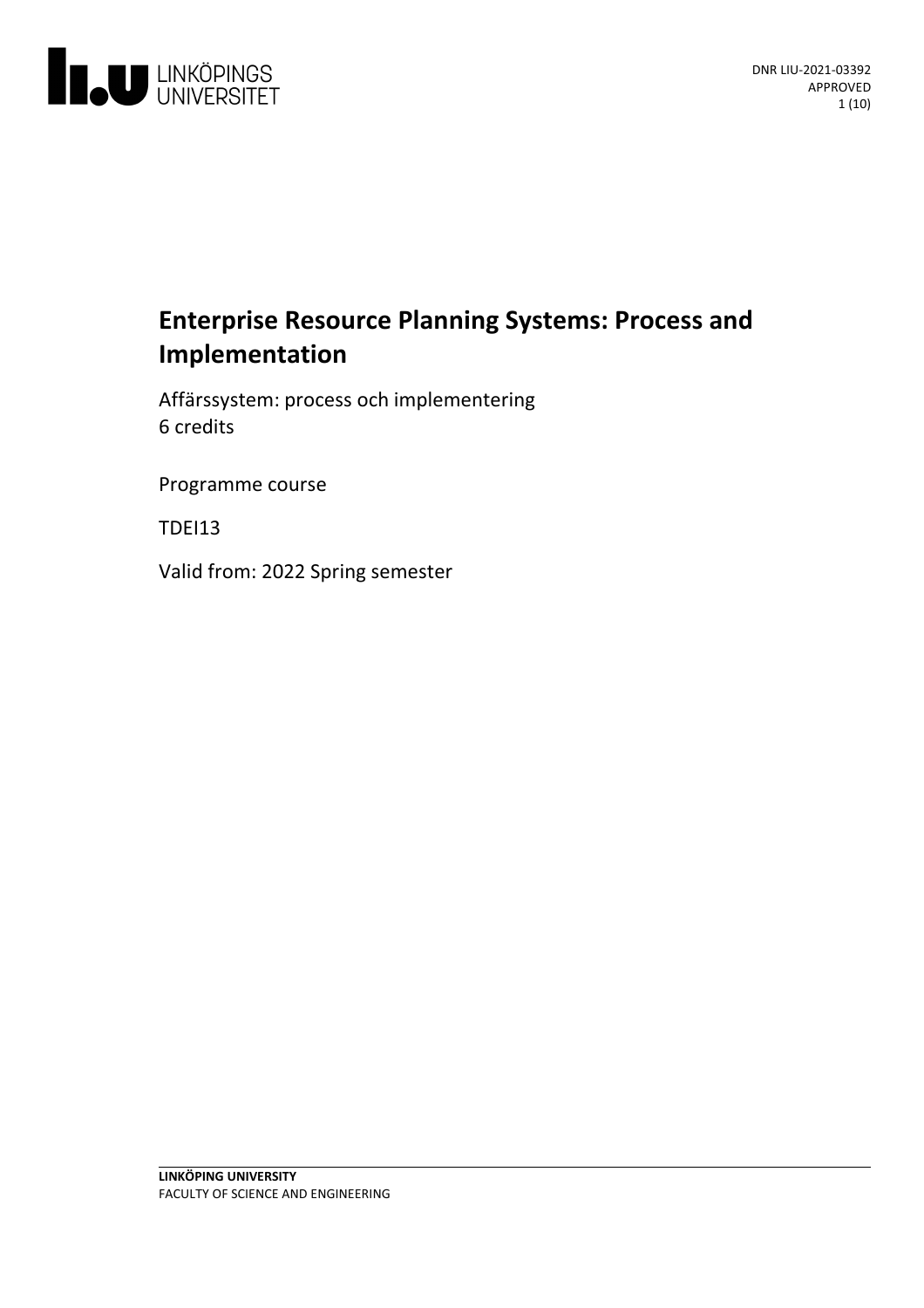DNR LIU-2021-03392
APPROVED

# Enterprise Resource Planning Systems: Process and Implementation

Affärssystem: process och implementering
6 credits

Programme course

TDEI13

Valid from: 2022 Spring semester

**LINKÖPING UNIVERSITY**
FACULTY OF SCIENCE AND ENGINEERING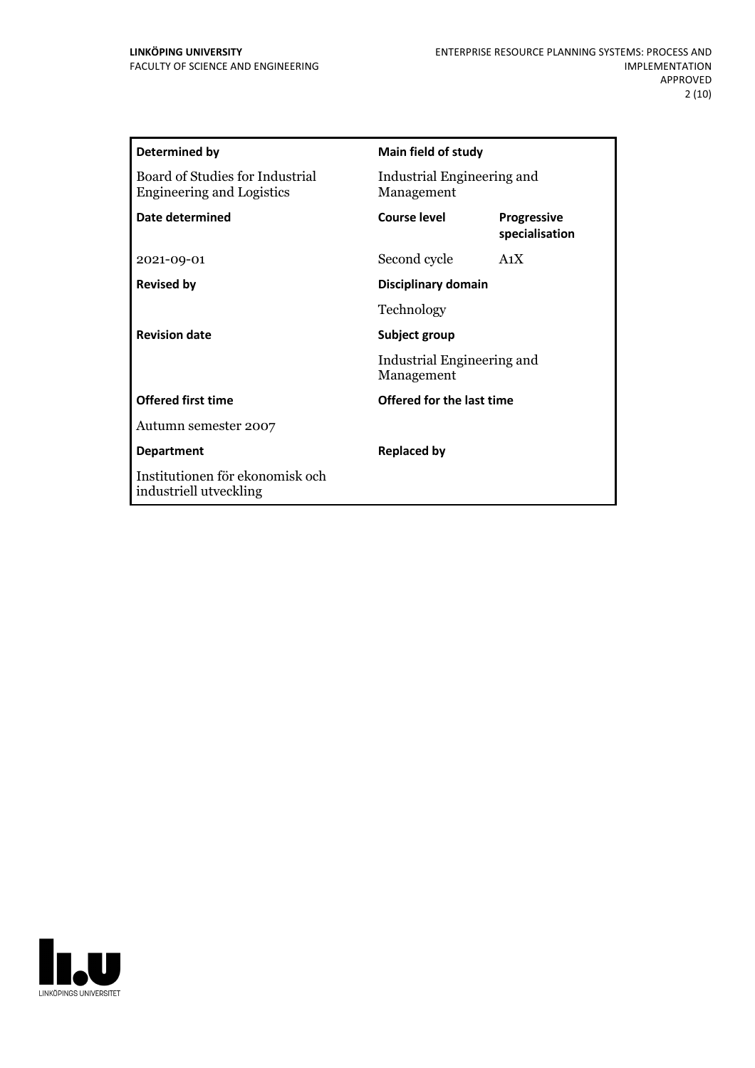| Determined by | Main field of study | |
|---|---|---|
| Board of Studies for Industrial Engineering and Logistics | Industrial Engineering and Management | |
| **Date determined** | **Course level** | **Progressive specialisation** |
| 2021-09-01 | Second cycle | A1X |
| **Revised by** | **Disciplinary domain** | |
| | Technology | |
| **Revision date** | **Subject group** | |
| | Industrial Engineering and Management | |
| **Offered first time** | **Offered for the last time** | |
| Autumn semester 2007 | | |
| **Department** | **Replaced by** | |
| Institutionen för ekonomisk och industriell utveckling | | |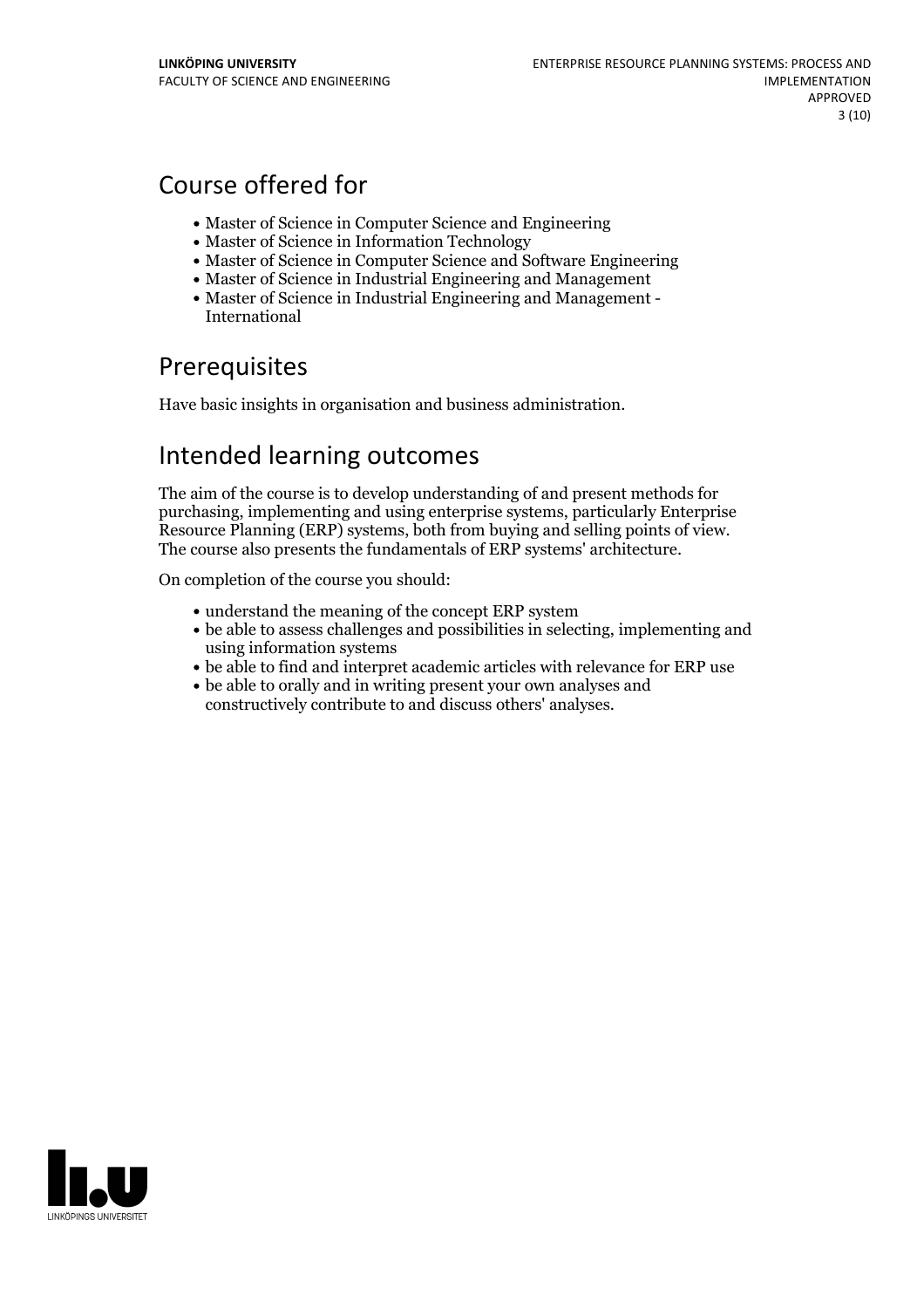## Course offered for

- Master of Science in Computer Science and Engineering
- Master of Science in Information Technology
- Master of Science in Computer Science and Software Engineering
- Master of Science in Industrial Engineering and Management
- Master of Science in Industrial Engineering and Management - International

## Prerequisites

Have basic insights in organisation and business administration.

## Intended learning outcomes

The aim of the course is to develop understanding of and present methods for purchasing, implementing and using enterprise systems, particularly Enterprise Resource Planning (ERP) systems, both from buying and selling points of view. The course also presents the fundamentals of ERP systems' architecture.

On completion of the course you should:

- understand the meaning of the concept ERP system
- be able to assess challenges and possibilities in selecting, implementing and using information systems
- be able to find and interpret academic articles with relevance for ERP use
- be able to orally and in writing present your own analyses and constructively contribute to and discuss others' analyses.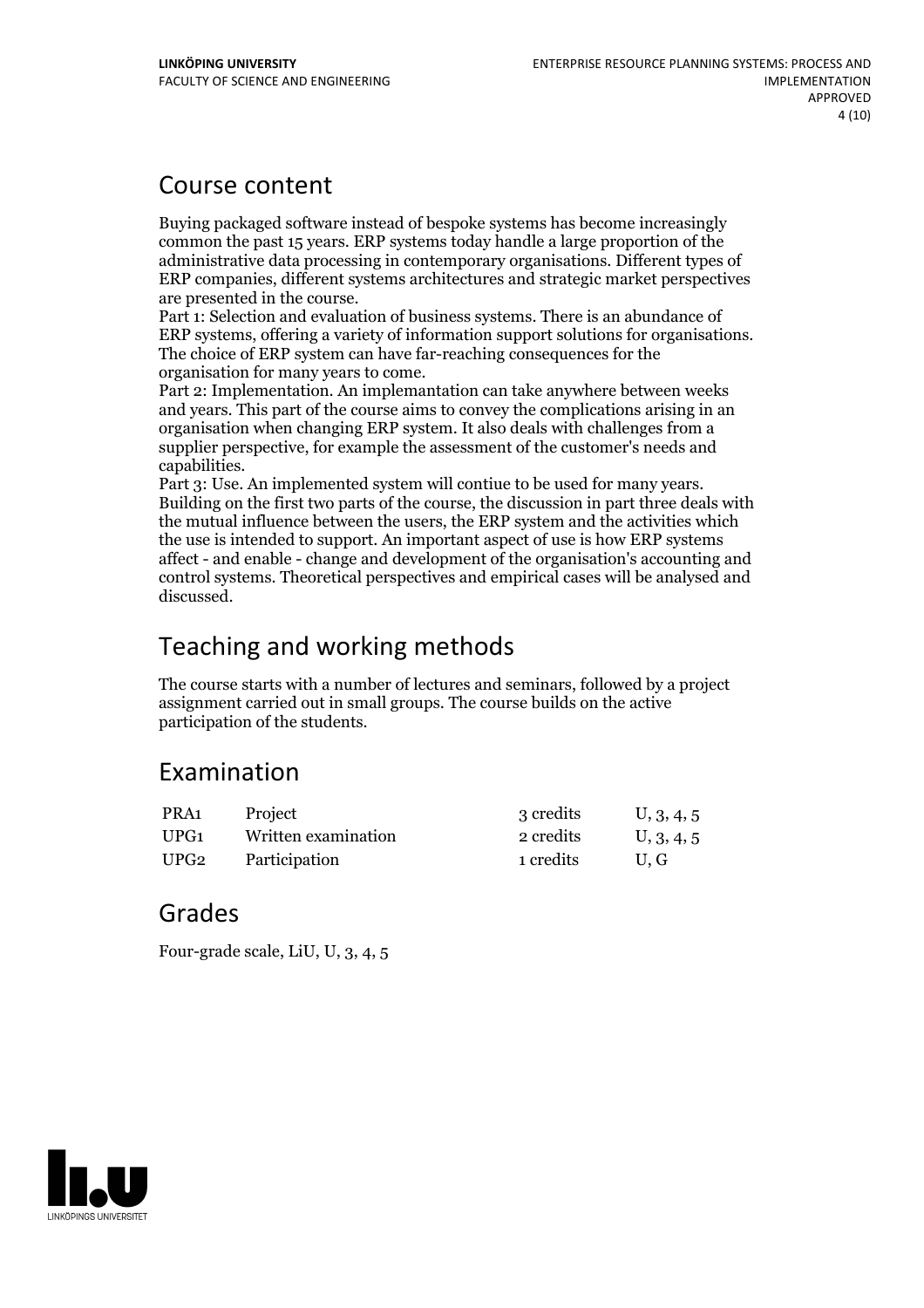## Course content

Buying packaged software instead of bespoke systems has become increasingly common the past 15 years. ERP systems today handle a large proportion of the administrative data processing in contemporary organisations. Different types of ERP companies, different systems architectures and strategic market perspectives are presented in the course.
Part 1: Selection and evaluation of business systems. There is an abundance of ERP systems, offering a variety of information support solutions for organisations. The choice of ERP system can have far-reaching consequences for the organisation for many years to come.
Part 2: Implementation. An implemantation can take anywhere between weeks and years. This part of the course aims to convey the complications arising in an organisation when changing ERP system. It also deals with challenges from a supplier perspective, for example the assessment of the customer's needs and capabilities.
Part 3: Use. An implemented system will contiue to be used for many years. Building on the first two parts of the course, the discussion in part three deals with the mutual influence between the users, the ERP system and the activities which the use is intended to support. An important aspect of use is how ERP systems affect - and enable - change and development of the organisation's accounting and control systems. Theoretical perspectives and empirical cases will be analysed and discussed.

## Teaching and working methods

The course starts with a number of lectures and seminars, followed by a project assignment carried out in small groups. The course builds on the active participation of the students.

## Examination

| | | | |
|---|---|---|---|
| PRA1 | Project | 3 credits | U, 3, 4, 5 |
| UPG1 | Written examination | 2 credits | U, 3, 4, 5 |
| UPG2 | Participation | 1 credits | U, G |

## Grades

Four-grade scale, LiU, U, 3, 4, 5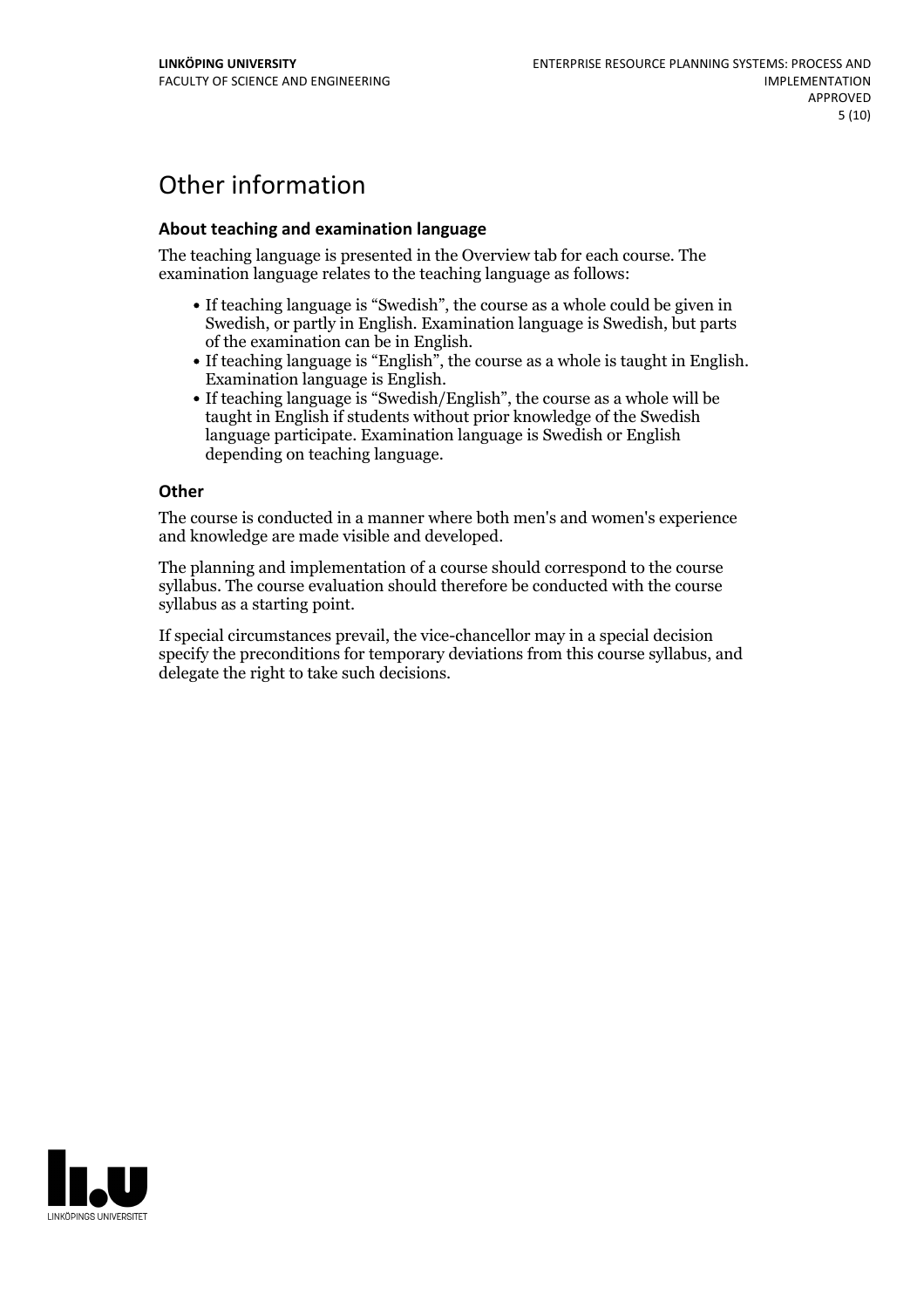# Other information

### About teaching and examination language

The teaching language is presented in the Overview tab for each course. The examination language relates to the teaching language as follows:

- If teaching language is "Swedish", the course as a whole could be given in Swedish, or partly in English. Examination language is Swedish, but parts of the examination can be in English.
- If teaching language is "English", the course as a whole is taught in English. Examination language is English.
- If teaching language is "Swedish/English", the course as a whole will be taught in English if students without prior knowledge of the Swedish language participate. Examination language is Swedish or English depending on teaching language.

### Other

The course is conducted in a manner where both men's and women's experience and knowledge are made visible and developed.

The planning and implementation of a course should correspond to the course syllabus. The course evaluation should therefore be conducted with the course syllabus as a starting point.

If special circumstances prevail, the vice-chancellor may in a special decision specify the preconditions for temporary deviations from this course syllabus, and delegate the right to take such decisions.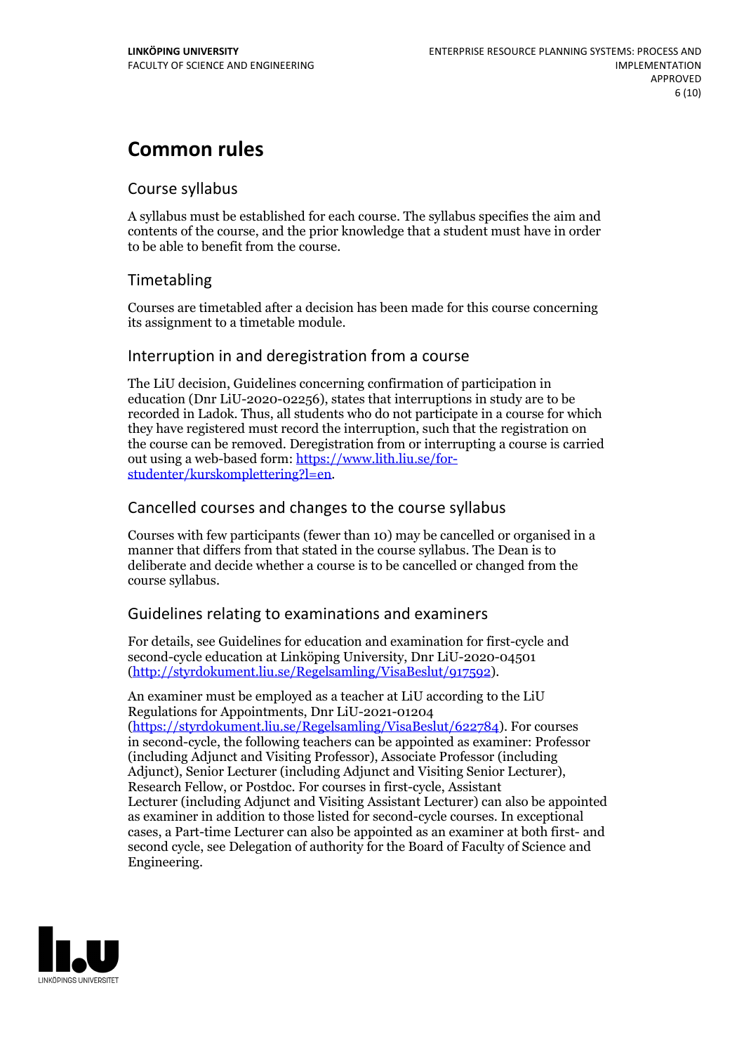# Common rules

## Course syllabus

A syllabus must be established for each course. The syllabus specifies the aim and contents of the course, and the prior knowledge that a student must have in order to be able to benefit from the course.

## Timetabling

Courses are timetabled after a decision has been made for this course concerning its assignment to a timetable module.

## Interruption in and deregistration from a course

The LiU decision, Guidelines concerning confirmation of participation in education (Dnr LiU-2020-02256), states that interruptions in study are to be recorded in Ladok. Thus, all students who do not participate in a course for which they have registered must record the interruption, such that the registration on the course can be removed. Deregistration from or interrupting a course is carried out using a web-based form: [https://www.lith.liu.se/for-studenter/kurskomplettering?l=en](https://www.lith.liu.se/for-studenter/kurskomplettering?l=en).

## Cancelled courses and changes to the course syllabus

Courses with few participants (fewer than 10) may be cancelled or organised in a manner that differs from that stated in the course syllabus. The Dean is to deliberate and decide whether a course is to be cancelled or changed from the course syllabus.

## Guidelines relating to examinations and examiners

For details, see Guidelines for education and examination for first-cycle and second-cycle education at Linköping University, Dnr LiU-2020-04501 ([http://styrdokument.liu.se/Regelsamling/VisaBeslut/917592](http://styrdokument.liu.se/Regelsamling/VisaBeslut/917592)).

An examiner must be employed as a teacher at LiU according to the LiU Regulations for Appointments, Dnr LiU-2021-01204 ([https://styrdokument.liu.se/Regelsamling/VisaBeslut/622784](https://styrdokument.liu.se/Regelsamling/VisaBeslut/622784)). For courses in second-cycle, the following teachers can be appointed as examiner: Professor (including Adjunct and Visiting Professor), Associate Professor (including Adjunct), Senior Lecturer (including Adjunct and Visiting Senior Lecturer), Research Fellow, or Postdoc. For courses in first-cycle, Assistant Lecturer (including Adjunct and Visiting Assistant Lecturer) can also be appointed as examiner in addition to those listed for second-cycle courses. In exceptional cases, a Part-time Lecturer can also be appointed as an examiner at both first- and second cycle, see Delegation of authority for the Board of Faculty of Science and Engineering.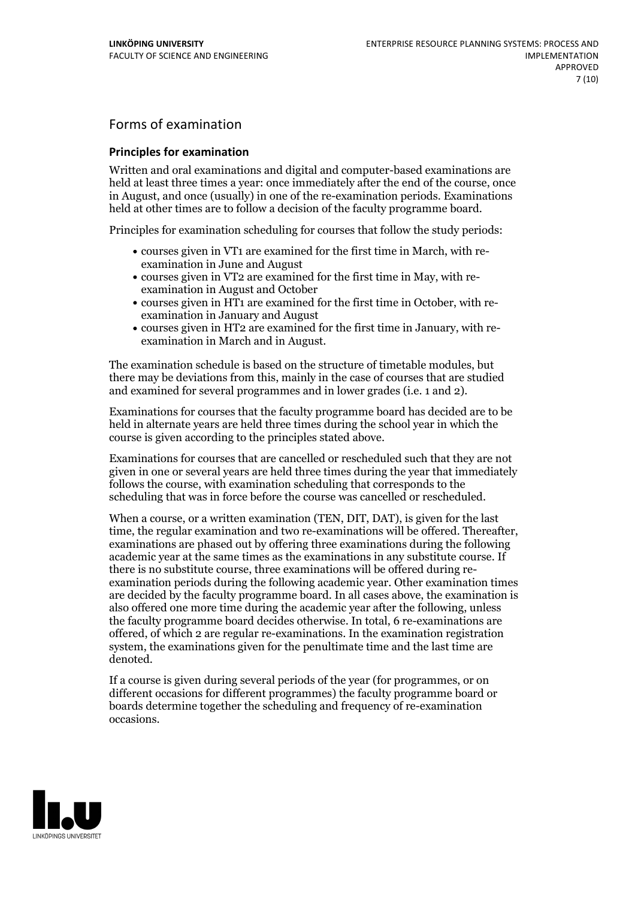## Forms of examination

### Principles for examination

Written and oral examinations and digital and computer-based examinations are held at least three times a year: once immediately after the end of the course, once in August, and once (usually) in one of the re-examination periods. Examinations held at other times are to follow a decision of the faculty programme board.

Principles for examination scheduling for courses that follow the study periods:

- courses given in VT1 are examined for the first time in March, with re-examination in June and August
- courses given in VT2 are examined for the first time in May, with re-examination in August and October
- courses given in HT1 are examined for the first time in October, with re-examination in January and August
- courses given in HT2 are examined for the first time in January, with re-examination in March and in August.

The examination schedule is based on the structure of timetable modules, but there may be deviations from this, mainly in the case of courses that are studied and examined for several programmes and in lower grades (i.e. 1 and 2).

Examinations for courses that the faculty programme board has decided are to be held in alternate years are held three times during the school year in which the course is given according to the principles stated above.

Examinations for courses that are cancelled or rescheduled such that they are not given in one or several years are held three times during the year that immediately follows the course, with examination scheduling that corresponds to the scheduling that was in force before the course was cancelled or rescheduled.

When a course, or a written examination (TEN, DIT, DAT), is given for the last time, the regular examination and two re-examinations will be offered. Thereafter, examinations are phased out by offering three examinations during the following academic year at the same times as the examinations in any substitute course. If there is no substitute course, three examinations will be offered during re-examination periods during the following academic year. Other examination times are decided by the faculty programme board. In all cases above, the examination is also offered one more time during the academic year after the following, unless the faculty programme board decides otherwise. In total, 6 re-examinations are offered, of which 2 are regular re-examinations. In the examination registration system, the examinations given for the penultimate time and the last time are denoted.

If a course is given during several periods of the year (for programmes, or on different occasions for different programmes) the faculty programme board or boards determine together the scheduling and frequency of re-examination occasions.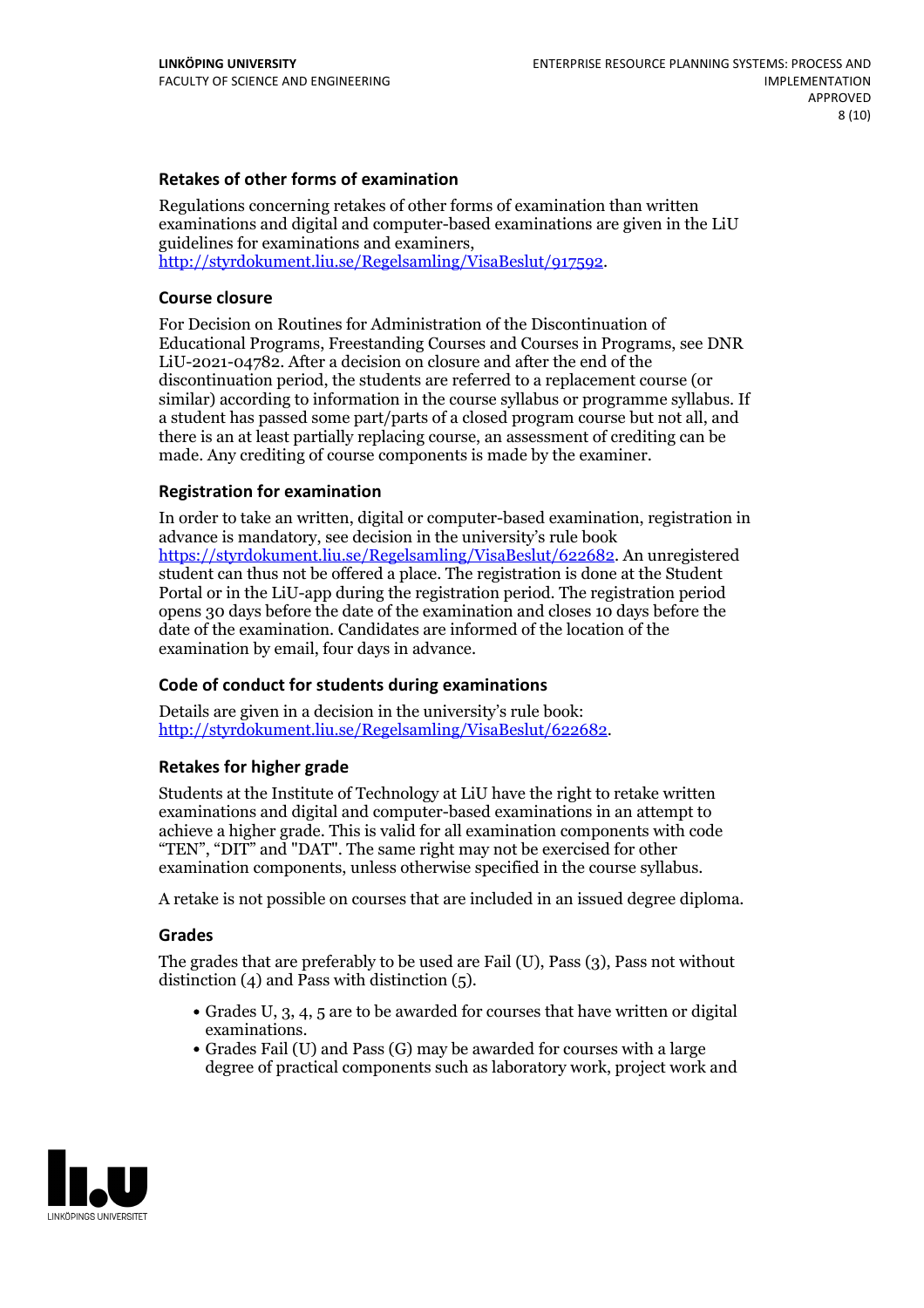### Retakes of other forms of examination

Regulations concerning retakes of other forms of examination than written examinations and digital and computer-based examinations are given in the LiU guidelines for examinations and examiners, http://styrdokument.liu.se/Regelsamling/VisaBeslut/917592.

### Course closure

For Decision on Routines for Administration of the Discontinuation of Educational Programs, Freestanding Courses and Courses in Programs, see DNR LiU-2021-04782. After a decision on closure and after the end of the discontinuation period, the students are referred to a replacement course (or similar) according to information in the course syllabus or programme syllabus. If a student has passed some part/parts of a closed program course but not all, and there is an at least partially replacing course, an assessment of crediting can be made. Any crediting of course components is made by the examiner.

### Registration for examination

In order to take an written, digital or computer-based examination, registration in advance is mandatory, see decision in the university's rule book https://styrdokument.liu.se/Regelsamling/VisaBeslut/622682. An unregistered student can thus not be offered a place. The registration is done at the Student Portal or in the LiU-app during the registration period. The registration period opens 30 days before the date of the examination and closes 10 days before the date of the examination. Candidates are informed of the location of the examination by email, four days in advance.

### Code of conduct for students during examinations

Details are given in a decision in the university's rule book: http://styrdokument.liu.se/Regelsamling/VisaBeslut/622682.

### Retakes for higher grade

Students at the Institute of Technology at LiU have the right to retake written examinations and digital and computer-based examinations in an attempt to achieve a higher grade. This is valid for all examination components with code "TEN", "DIT" and "DAT". The same right may not be exercised for other examination components, unless otherwise specified in the course syllabus.

A retake is not possible on courses that are included in an issued degree diploma.

### Grades

The grades that are preferably to be used are Fail (U), Pass (3), Pass not without distinction (4) and Pass with distinction (5).

- Grades U, 3, 4, 5 are to be awarded for courses that have written or digital examinations.
- Grades Fail (U) and Pass (G) may be awarded for courses with a large degree of practical components such as laboratory work, project work and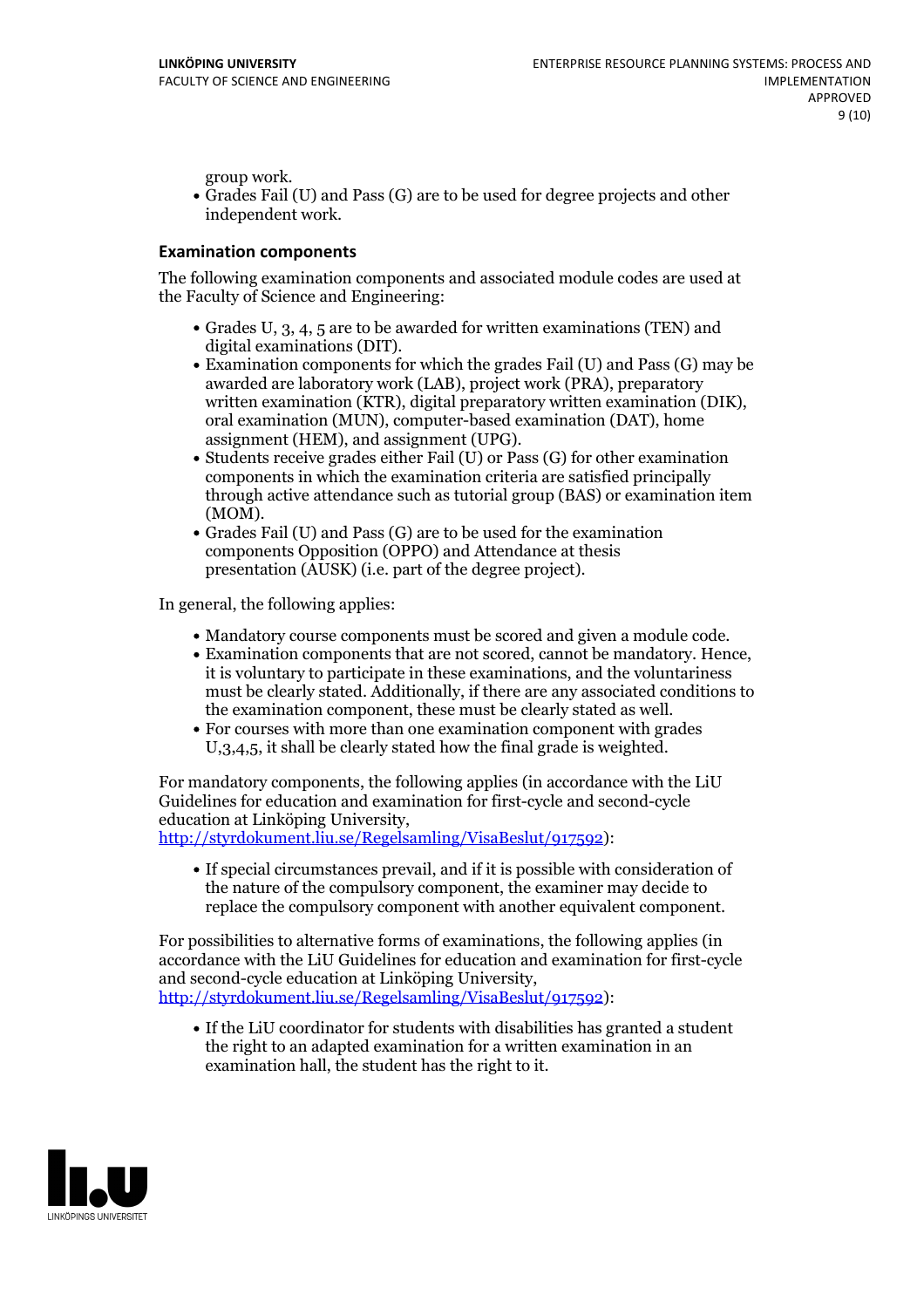group work.
- Grades Fail (U) and Pass (G) are to be used for degree projects and other independent work.

### Examination components

The following examination components and associated module codes are used at the Faculty of Science and Engineering:

- Grades U, 3, 4, 5 are to be awarded for written examinations (TEN) and digital examinations (DIT).
- Examination components for which the grades Fail (U) and Pass (G) may be awarded are laboratory work (LAB), project work (PRA), preparatory written examination (KTR), digital preparatory written examination (DIK), oral examination (MUN), computer-based examination (DAT), home assignment (HEM), and assignment (UPG).
- Students receive grades either Fail (U) or Pass (G) for other examination components in which the examination criteria are satisfied principally through active attendance such as tutorial group (BAS) or examination item (MOM).
- Grades Fail (U) and Pass (G) are to be used for the examination components Opposition (OPPO) and Attendance at thesis presentation (AUSK) (i.e. part of the degree project).

In general, the following applies:

- Mandatory course components must be scored and given a module code.
- Examination components that are not scored, cannot be mandatory. Hence, it is voluntary to participate in these examinations, and the voluntariness must be clearly stated. Additionally, if there are any associated conditions to the examination component, these must be clearly stated as well.
- For courses with more than one examination component with grades U,3,4,5, it shall be clearly stated how the final grade is weighted.

For mandatory components, the following applies (in accordance with the LiU Guidelines for education and examination for first-cycle and second-cycle education at Linköping University, http://styrdokument.liu.se/Regelsamling/VisaBeslut/917592):

- If special circumstances prevail, and if it is possible with consideration of the nature of the compulsory component, the examiner may decide to replace the compulsory component with another equivalent component.

For possibilities to alternative forms of examinations, the following applies (in accordance with the LiU Guidelines for education and examination for first-cycle and second-cycle education at Linköping University, http://styrdokument.liu.se/Regelsamling/VisaBeslut/917592):

- If the LiU coordinator for students with disabilities has granted a student the right to an adapted examination for a written examination in an examination hall, the student has the right to it.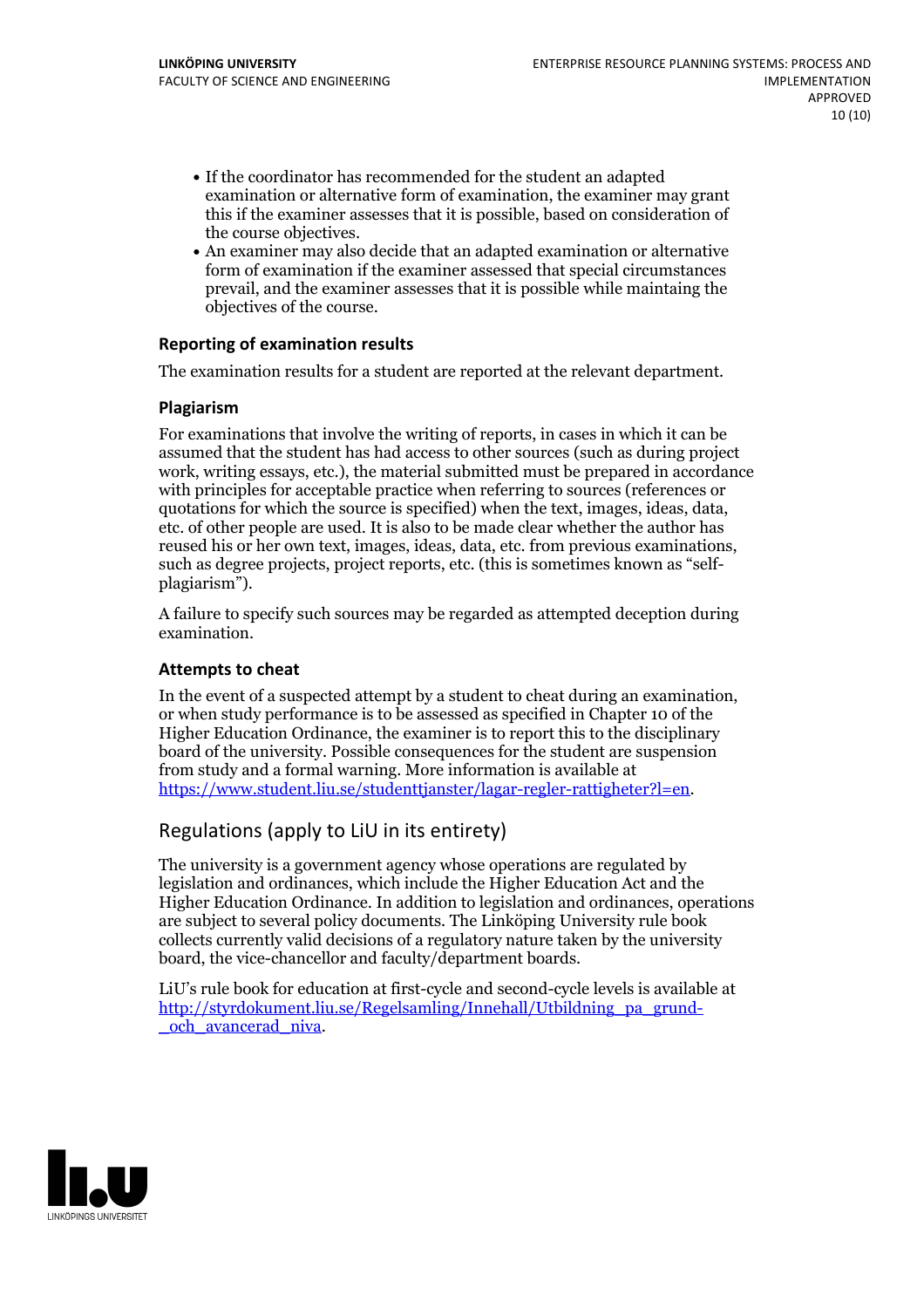- If the coordinator has recommended for the student an adapted examination or alternative form of examination, the examiner may grant this if the examiner assesses that it is possible, based on consideration of the course objectives.
- An examiner may also decide that an adapted examination or alternative form of examination if the examiner assessed that special circumstances prevail, and the examiner assesses that it is possible while maintaing the objectives of the course.

### Reporting of examination results

The examination results for a student are reported at the relevant department.

### Plagiarism

For examinations that involve the writing of reports, in cases in which it can be assumed that the student has had access to other sources (such as during project work, writing essays, etc.), the material submitted must be prepared in accordance with principles for acceptable practice when referring to sources (references or quotations for which the source is specified) when the text, images, ideas, data, etc. of other people are used. It is also to be made clear whether the author has reused his or her own text, images, ideas, data, etc. from previous examinations, such as degree projects, project reports, etc. (this is sometimes known as "self-plagiarism").

A failure to specify such sources may be regarded as attempted deception during examination.

### Attempts to cheat

In the event of a suspected attempt by a student to cheat during an examination, or when study performance is to be assessed as specified in Chapter 10 of the Higher Education Ordinance, the examiner is to report this to the disciplinary board of the university. Possible consequences for the student are suspension from study and a formal warning. More information is available at https://www.student.liu.se/studenttjanster/lagar-regler-rattigheter?l=en.

## Regulations (apply to LiU in its entirety)

The university is a government agency whose operations are regulated by legislation and ordinances, which include the Higher Education Act and the Higher Education Ordinance. In addition to legislation and ordinances, operations are subject to several policy documents. The Linköping University rule book collects currently valid decisions of a regulatory nature taken by the university board, the vice-chancellor and faculty/department boards.

LiU's rule book for education at first-cycle and second-cycle levels is available at http://styrdokument.liu.se/Regelsamling/Innehall/Utbildning_pa_grund-_och_avancerad_niva.